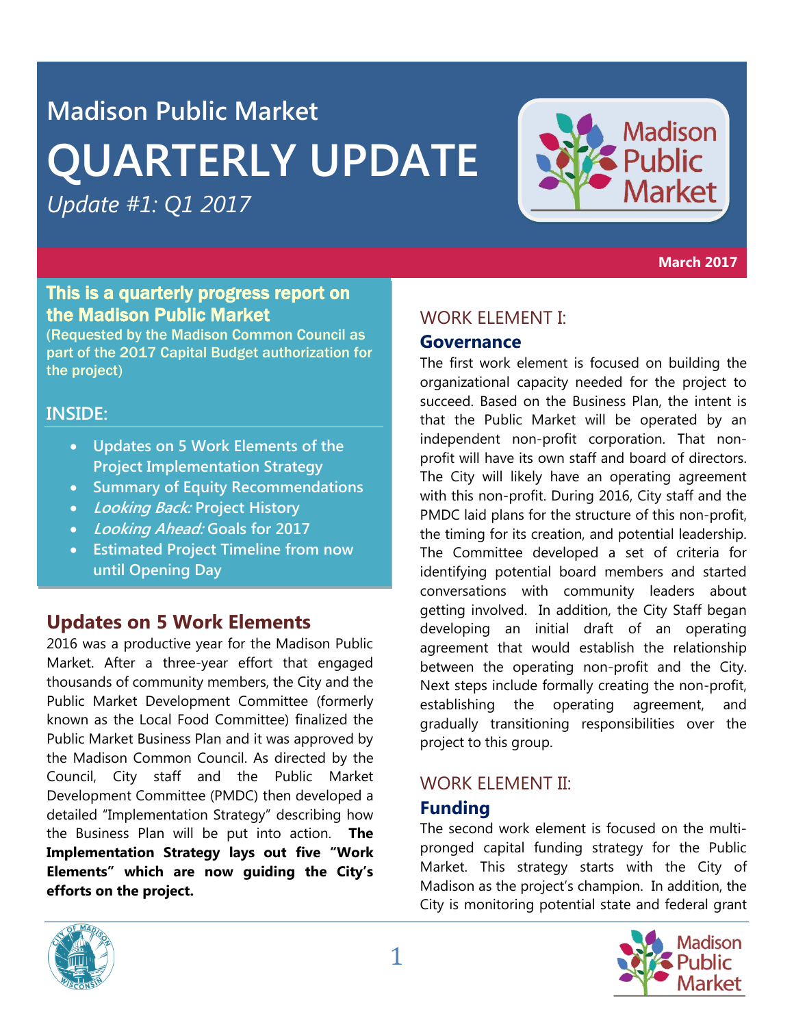# Madison Public Market

# QUARTERLY UPDATE

*Update #1: Q1 2017*

March 2017

## This is a quarterly progress report on the Madison Public Market

(Requested by the Madison Common Council as part of the 2017 Capital Budget authorization for the project)

### INSIDE:

- Updates on 5 Work Elements of the Project Implementation Strategy
- Summary of Equity Recommendations
- *Looking Back:* Project History
- *Looking Ahead:* Goals for 2017
- Estimated Project Timeline from now until Opening Day

## Updates on 5 Work Elements

2016 was a productive year for the Madison Public Market. After a three-year effort that engaged thousands of community members, the City and the Public Market Development Committee (formerly known as the Local Food Committee) finalized the Public Market Business Plan and it was approved by the Madison Common Council. As directed by the Council, City staff and the Public Market Development Committee (PMDC) then developed a detailed "Implementation Strategy" describing how the Business Plan will be put into action. **The Implementation Strategy lays out five "Work Elements" which are now guiding the City's efforts on the project.**

### WORK ELEMENT I:

### Governance

The first work element is focused on building the organizational capacity needed for the project to succeed. Based on the Business Plan, the intent is that the Public Market will be operated by an independent non-profit corporation. That non-profit will have its own staff and board of directors. The City will likely have an operating agreement with this non-profit. During 2016, City staff and the PMDC laid plans for the structure of this non-profit, the timing for its creation, and potential leadership. The Committee developed a set of criteria for identifying potential board members and started conversations with community leaders about getting involved. In addition, the City Staff began developing an initial draft of an operating agreement that would establish the relationship between the operating non-profit and the City. Next steps include formally creating the non-profit, establishing the operating agreement, and gradually transitioning responsibilities over the project to this group.

### WORK ELEMENT II:

### Funding

The second work element is focused on the multi-pronged capital funding strategy for the Public Market. This strategy starts with the City of Madison as the project's champion. In addition, the City is monitoring potential state and federal grant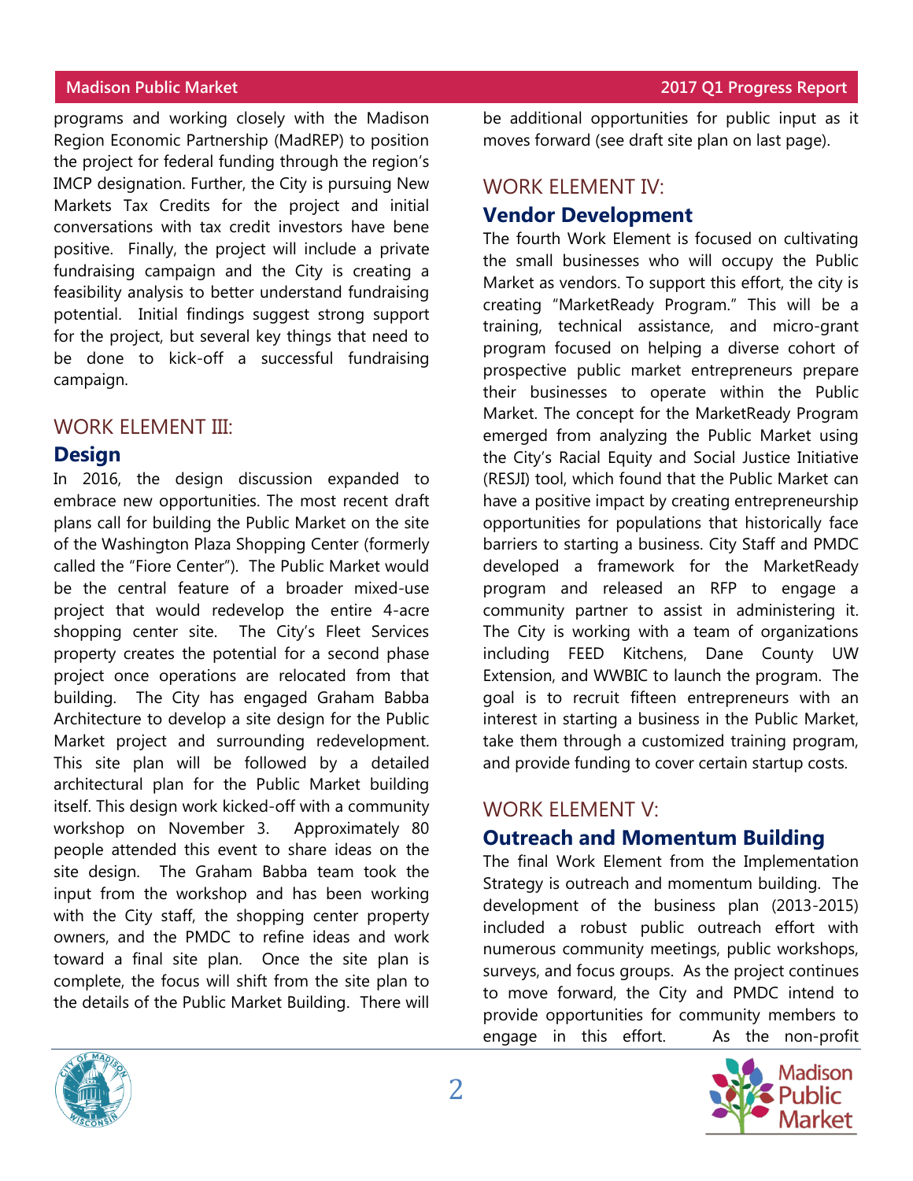programs and working closely with the Madison Region Economic Partnership (MadREP) to position the project for federal funding through the region's IMCP designation. Further, the City is pursuing New Markets Tax Credits for the project and initial conversations with tax credit investors have bene positive. Finally, the project will include a private fundraising campaign and the City is creating a feasibility analysis to better understand fundraising potential. Initial findings suggest strong support for the project, but several key things that need to be done to kick-off a successful fundraising campaign.

## WORK ELEMENT III:

### Design

In 2016, the design discussion expanded to embrace new opportunities. The most recent draft plans call for building the Public Market on the site of the Washington Plaza Shopping Center (formerly called the "Fiore Center"). The Public Market would be the central feature of a broader mixed-use project that would redevelop the entire 4-acre shopping center site. The City's Fleet Services property creates the potential for a second phase project once operations are relocated from that building. The City has engaged Graham Babba Architecture to develop a site design for the Public Market project and surrounding redevelopment. This site plan will be followed by a detailed architectural plan for the Public Market building itself. This design work kicked-off with a community workshop on November 3. Approximately 80 people attended this event to share ideas on the site design. The Graham Babba team took the input from the workshop and has been working with the City staff, the shopping center property owners, and the PMDC to refine ideas and work toward a final site plan. Once the site plan is complete, the focus will shift from the site plan to the details of the Public Market Building. There will be additional opportunities for public input as it moves forward (see draft site plan on last page).

## WORK ELEMENT IV:

### Vendor Development

The fourth Work Element is focused on cultivating the small businesses who will occupy the Public Market as vendors. To support this effort, the city is creating "MarketReady Program." This will be a training, technical assistance, and micro-grant program focused on helping a diverse cohort of prospective public market entrepreneurs prepare their businesses to operate within the Public Market. The concept for the MarketReady Program emerged from analyzing the Public Market using the City's Racial Equity and Social Justice Initiative (RESJI) tool, which found that the Public Market can have a positive impact by creating entrepreneurship opportunities for populations that historically face barriers to starting a business. City Staff and PMDC developed a framework for the MarketReady program and released an RFP to engage a community partner to assist in administering it. The City is working with a team of organizations including FEED Kitchens, Dane County UW Extension, and WWBIC to launch the program. The goal is to recruit fifteen entrepreneurs with an interest in starting a business in the Public Market, take them through a customized training program, and provide funding to cover certain startup costs.

## WORK ELEMENT V:

### Outreach and Momentum Building

The final Work Element from the Implementation Strategy is outreach and momentum building. The development of the business plan (2013-2015) included a robust public outreach effort with numerous community meetings, public workshops, surveys, and focus groups. As the project continues to move forward, the City and PMDC intend to provide opportunities for community members to engage in this effort. As the non-profit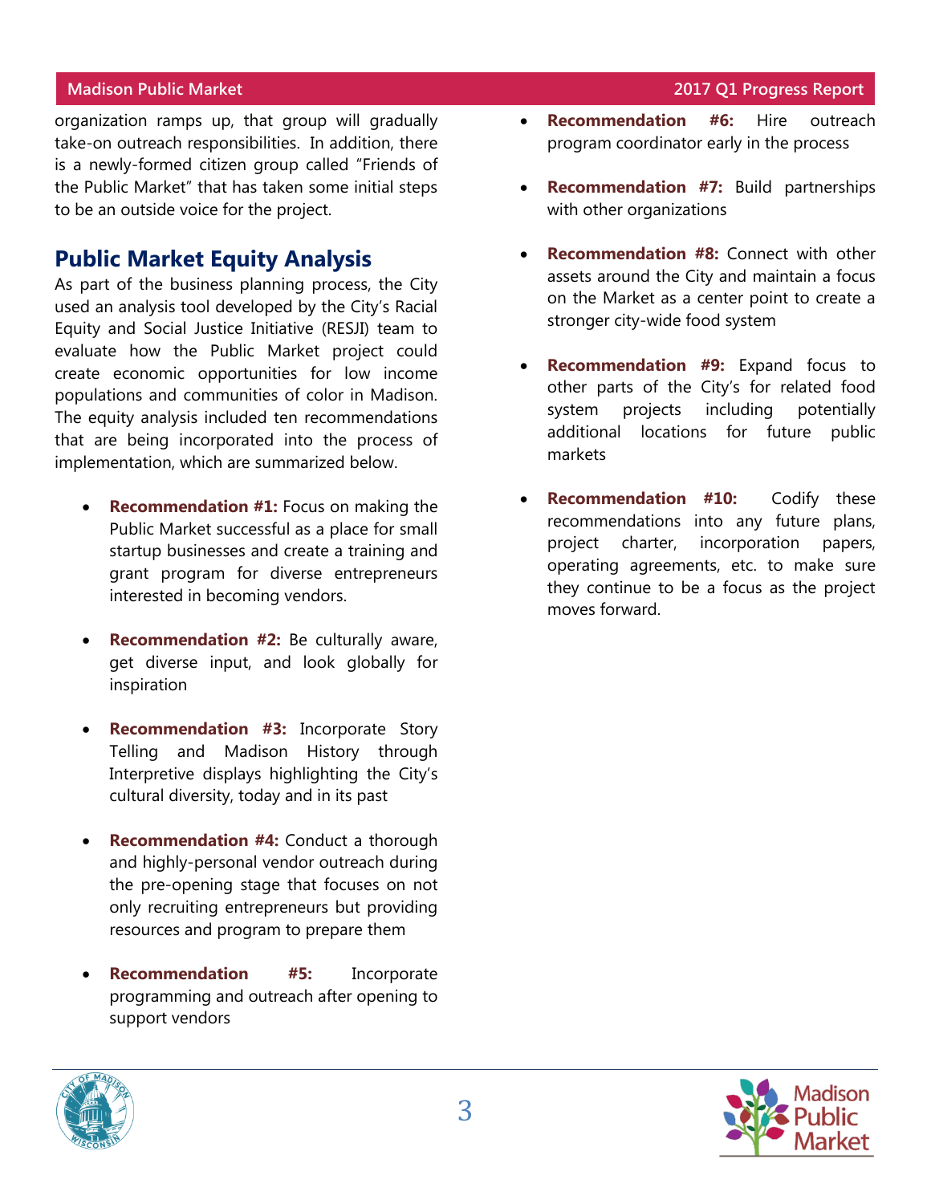organization ramps up, that group will gradually take-on outreach responsibilities. In addition, there is a newly-formed citizen group called "Friends of the Public Market" that has taken some initial steps to be an outside voice for the project.

## Public Market Equity Analysis

As part of the business planning process, the City used an analysis tool developed by the City's Racial Equity and Social Justice Initiative (RESJI) team to evaluate how the Public Market project could create economic opportunities for low income populations and communities of color in Madison. The equity analysis included ten recommendations that are being incorporated into the process of implementation, which are summarized below.

- **Recommendation #1:** Focus on making the Public Market successful as a place for small startup businesses and create a training and grant program for diverse entrepreneurs interested in becoming vendors.
- **Recommendation #2:** Be culturally aware, get diverse input, and look globally for inspiration
- **Recommendation #3:** Incorporate Story Telling and Madison History through Interpretive displays highlighting the City's cultural diversity, today and in its past
- **Recommendation #4:** Conduct a thorough and highly-personal vendor outreach during the pre-opening stage that focuses on not only recruiting entrepreneurs but providing resources and program to prepare them
- **Recommendation #5:** Incorporate programming and outreach after opening to support vendors
- **Recommendation #6:** Hire outreach program coordinator early in the process
- **Recommendation #7:** Build partnerships with other organizations
- **Recommendation #8:** Connect with other assets around the City and maintain a focus on the Market as a center point to create a stronger city-wide food system
- **Recommendation #9:** Expand focus to other parts of the City's for related food system projects including potentially additional locations for future public markets
- **Recommendation #10:** Codify these recommendations into any future plans, project charter, incorporation papers, operating agreements, etc. to make sure they continue to be a focus as the project moves forward.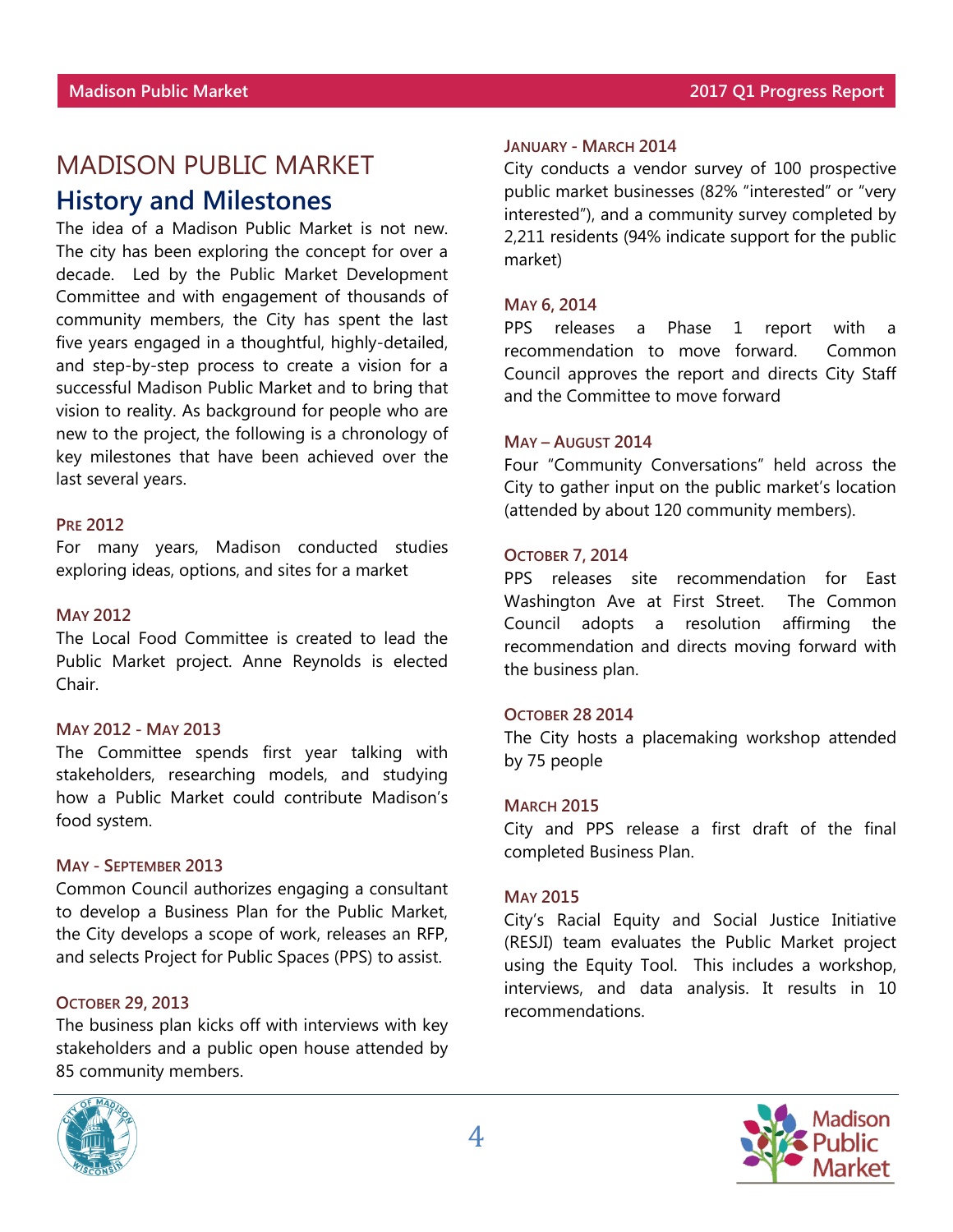# MADISON PUBLIC MARKET

## History and Milestones

The idea of a Madison Public Market is not new. The city has been exploring the concept for over a decade. Led by the Public Market Development Committee and with engagement of thousands of community members, the City has spent the last five years engaged in a thoughtful, highly-detailed, and step-by-step process to create a vision for a successful Madison Public Market and to bring that vision to reality. As background for people who are new to the project, the following is a chronology of key milestones that have been achieved over the last several years.

### PRE 2012

For many years, Madison conducted studies exploring ideas, options, and sites for a market

### MAY 2012

The Local Food Committee is created to lead the Public Market project. Anne Reynolds is elected Chair.

### MAY 2012 - MAY 2013

The Committee spends first year talking with stakeholders, researching models, and studying how a Public Market could contribute Madison's food system.

### MAY - SEPTEMBER 2013

Common Council authorizes engaging a consultant to develop a Business Plan for the Public Market, the City develops a scope of work, releases an RFP, and selects Project for Public Spaces (PPS) to assist.

### OCTOBER 29, 2013

The business plan kicks off with interviews with key stakeholders and a public open house attended by 85 community members.

### JANUARY - MARCH 2014

City conducts a vendor survey of 100 prospective public market businesses (82% "interested" or "very interested"), and a community survey completed by 2,211 residents (94% indicate support for the public market)

### MAY 6, 2014

PPS releases a Phase 1 report with a recommendation to move forward. Common Council approves the report and directs City Staff and the Committee to move forward

### MAY – AUGUST 2014

Four "Community Conversations" held across the City to gather input on the public market's location (attended by about 120 community members).

### OCTOBER 7, 2014

PPS releases site recommendation for East Washington Ave at First Street. The Common Council adopts a resolution affirming the recommendation and directs moving forward with the business plan.

### OCTOBER 28 2014

The City hosts a placemaking workshop attended by 75 people

### MARCH 2015

City and PPS release a first draft of the final completed Business Plan.

### MAY 2015

City's Racial Equity and Social Justice Initiative (RESJI) team evaluates the Public Market project using the Equity Tool. This includes a workshop, interviews, and data analysis. It results in 10 recommendations.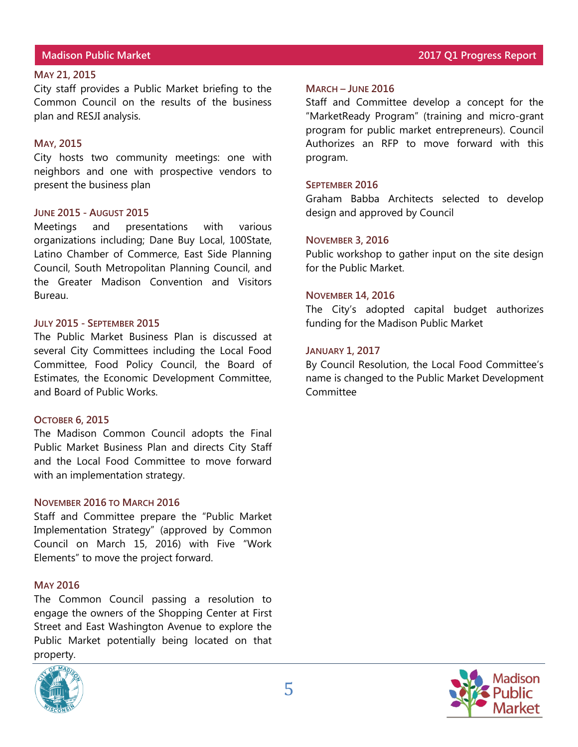### May 21, 2015

City staff provides a Public Market briefing to the Common Council on the results of the business plan and RESJI analysis.

### May, 2015

City hosts two community meetings: one with neighbors and one with prospective vendors to present the business plan

### June 2015 - August 2015

Meetings and presentations with various organizations including; Dane Buy Local, 100State, Latino Chamber of Commerce, East Side Planning Council, South Metropolitan Planning Council, and the Greater Madison Convention and Visitors Bureau.

### July 2015 - September 2015

The Public Market Business Plan is discussed at several City Committees including the Local Food Committee, Food Policy Council, the Board of Estimates, the Economic Development Committee, and Board of Public Works.

### October 6, 2015

The Madison Common Council adopts the Final Public Market Business Plan and directs City Staff and the Local Food Committee to move forward with an implementation strategy.

### November 2016 to March 2016

Staff and Committee prepare the "Public Market Implementation Strategy" (approved by Common Council on March 15, 2016) with Five "Work Elements" to move the project forward.

### May 2016

The Common Council passing a resolution to engage the owners of the Shopping Center at First Street and East Washington Avenue to explore the Public Market potentially being located on that property.

### March – June 2016

Staff and Committee develop a concept for the "MarketReady Program" (training and micro-grant program for public market entrepreneurs). Council Authorizes an RFP to move forward with this program.

### September 2016

Graham Babba Architects selected to develop design and approved by Council

### November 3, 2016

Public workshop to gather input on the site design for the Public Market.

### November 14, 2016

The City's adopted capital budget authorizes funding for the Madison Public Market

### January 1, 2017

By Council Resolution, the Local Food Committee's name is changed to the Public Market Development Committee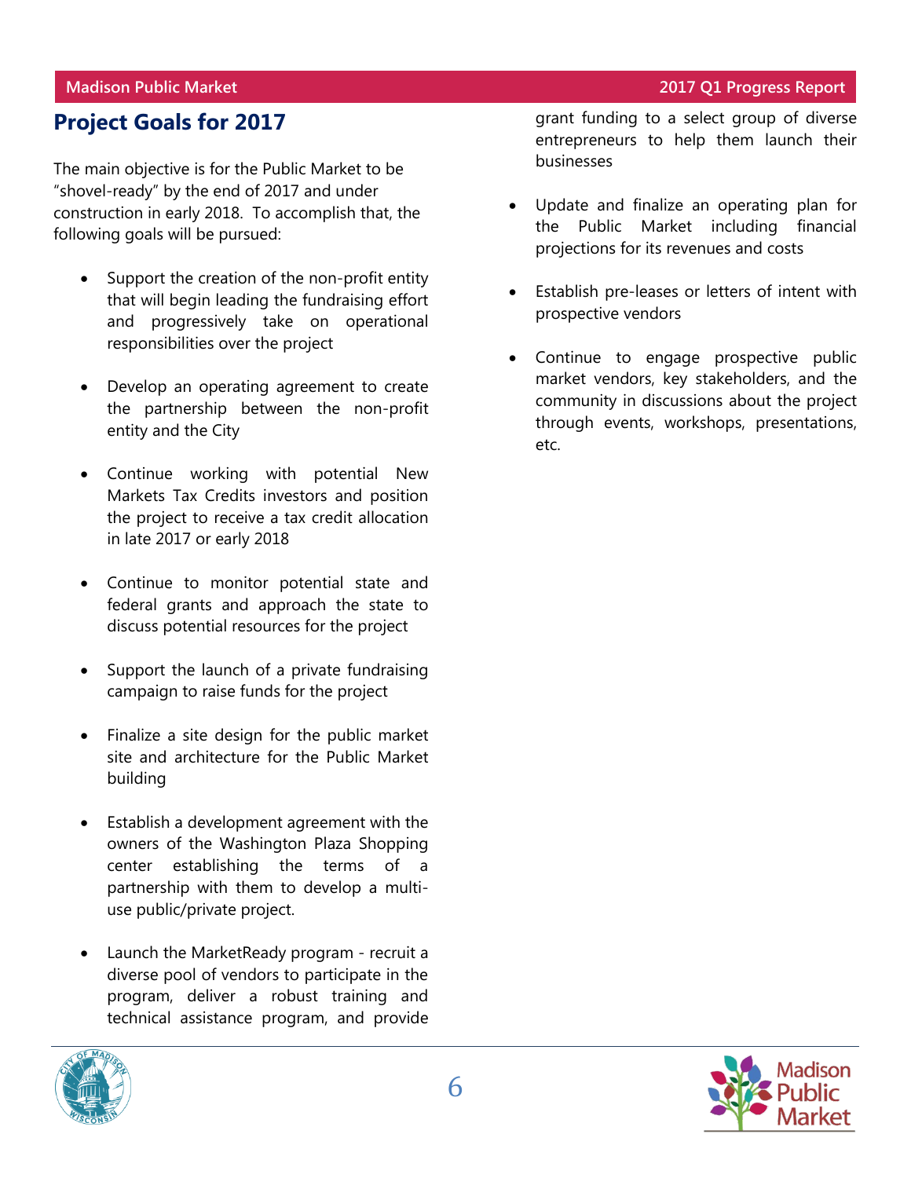## Project Goals for 2017

The main objective is for the Public Market to be "shovel-ready" by the end of 2017 and under construction in early 2018. To accomplish that, the following goals will be pursued:

- Support the creation of the non-profit entity that will begin leading the fundraising effort and progressively take on operational responsibilities over the project
- Develop an operating agreement to create the partnership between the non-profit entity and the City
- Continue working with potential New Markets Tax Credits investors and position the project to receive a tax credit allocation in late 2017 or early 2018
- Continue to monitor potential state and federal grants and approach the state to discuss potential resources for the project
- Support the launch of a private fundraising campaign to raise funds for the project
- Finalize a site design for the public market site and architecture for the Public Market building
- Establish a development agreement with the owners of the Washington Plaza Shopping center establishing the terms of a partnership with them to develop a multi-use public/private project.
- Launch the MarketReady program - recruit a diverse pool of vendors to participate in the program, deliver a robust training and technical assistance program, and provide grant funding to a select group of diverse entrepreneurs to help them launch their businesses
- Update and finalize an operating plan for the Public Market including financial projections for its revenues and costs
- Establish pre-leases or letters of intent with prospective vendors
- Continue to engage prospective public market vendors, key stakeholders, and the community in discussions about the project through events, workshops, presentations, etc.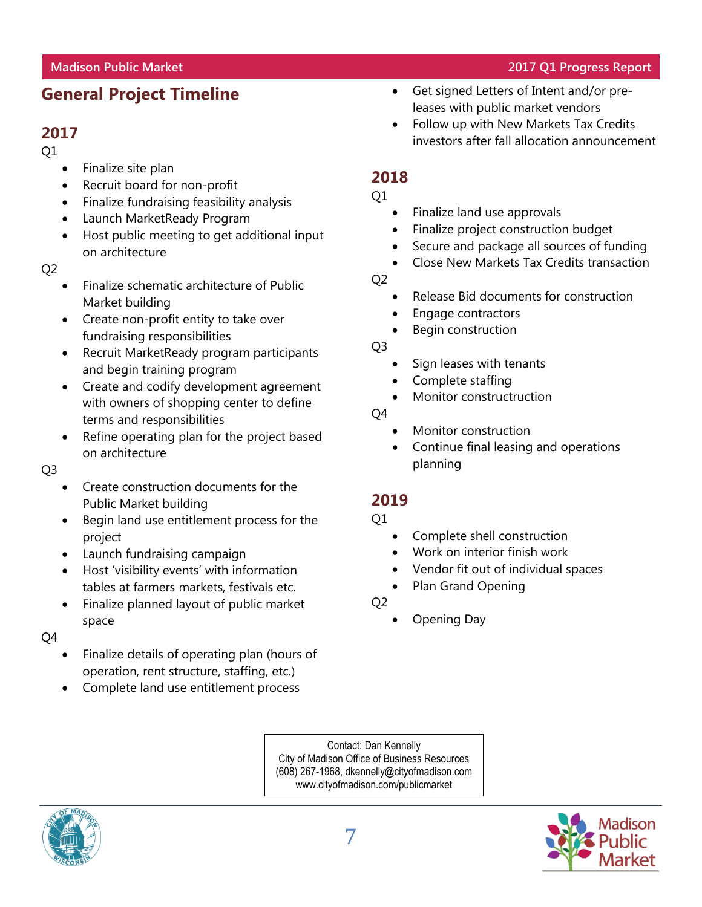## General Project Timeline

### 2017

Q1

- Finalize site plan
- Recruit board for non-profit
- Finalize fundraising feasibility analysis
- Launch MarketReady Program
- Host public meeting to get additional input on architecture

Q2

- Finalize schematic architecture of Public Market building
- Create non-profit entity to take over fundraising responsibilities
- Recruit MarketReady program participants and begin training program
- Create and codify development agreement with owners of shopping center to define terms and responsibilities
- Refine operating plan for the project based on architecture

Q3

- Create construction documents for the Public Market building
- Begin land use entitlement process for the project
- Launch fundraising campaign
- Host 'visibility events' with information tables at farmers markets, festivals etc.
- Finalize planned layout of public market space

Q4

- Finalize details of operating plan (hours of operation, rent structure, staffing, etc.)
- Complete land use entitlement process
- Get signed Letters of Intent and/or pre-leases with public market vendors
- Follow up with New Markets Tax Credits investors after fall allocation announcement

### 2018

Q1

- Finalize land use approvals
- Finalize project construction budget
- Secure and package all sources of funding
- Close New Markets Tax Credits transaction

Q2

- Release Bid documents for construction
- Engage contractors
- Begin construction

Q3

- Sign leases with tenants
- Complete staffing
- Monitor constructruction

Q4

- Monitor construction
- Continue final leasing and operations planning

### 2019

Q1

- Complete shell construction
- Work on interior finish work
- Vendor fit out of individual spaces
- Plan Grand Opening

Q2

- Opening Day

Contact: Dan Kennelly
City of Madison Office of Business Resources
(608) 267-1968, dkennelly@cityofmadison.com
www.cityofmadison.com/publicmarket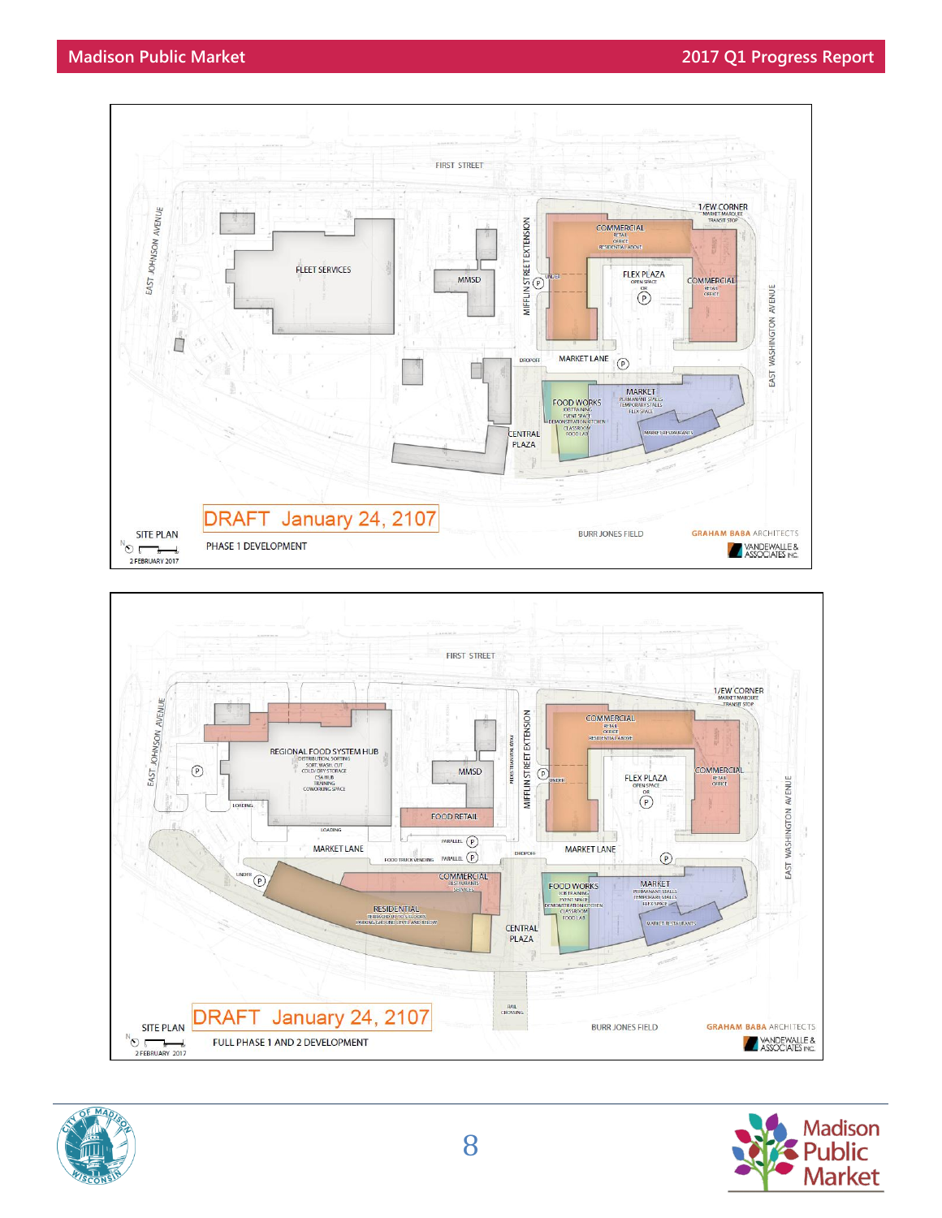FIRST STREET

EAST JOHNSON AVENUE

FLEET SERVICES

MMSD

MIFFLIN STREET EXTENSION

1/EW CORNER
MARKET MARQUEE
TRANSIT STOP

COMMERCIAL
RETAIL
OFFICE
RESIDENTIAL ABOVE

FLEX PLAZA
OPEN SPACE
OR

COMMERCIAL
RETAIL
OFFICE

EAST WASHINGTON AVENUE

UNDER

DROPOFF

MARKET LANE

MARKET
PERMANENT STALLS
TEMPORARY STALLS
FLEX SPACE

FOOD WORKS
JOB TRAINING
EVENT SPACE
DEMONSTRATION KITCHEN
CLASSROOM
FOOD LAB

MARKET RESTAURANTS

CENTRAL PLAZA

DRAFT January 24, 2107

SITE PLAN

2 FEBRUARY 2017

PHASE 1 DEVELOPMENT

BURR JONES FIELD

GRAHAM BABA ARCHITECTS

VANDEWALLE & ASSOCIATES INC.

FIRST STREET

EAST JOHNSON AVENUE

REGIONAL FOOD SYSTEM HUB
DISTRIBUTION, SORTING
SORT, WASH, CUT
COLD/DRY STORAGE
CSA HUB
TRAINING
COWORKING SPACE

LOADING

MMSD

FOOD RETAIL

MIFFLIN STREET EXTENSION

1/EW CORNER
MARKET MARQUEE
TRANSIT STOP

COMMERCIAL
RETAIL
OFFICE
RESIDENTIAL ABOVE

FLEX PLAZA
OPEN SPACE
OR

COMMERCIAL
RETAIL
OFFICE

EAST WASHINGTON AVENUE

UNDER

MARKET LANE

PARALLEL

FOOD TRUCK VENDING

DROPOFF

MARKET LANE

COMMERCIAL
RESTAURANTS
SERVICES

RESIDENTIAL

FOOD WORKS
JOB TRAINING
EVENT SPACE
DEMONSTRATION KITCHEN
CLASSROOM
FOOD LAB

MARKET
PERMANENT STALLS
TEMPORARY STALLS
FLEX SPACE

MARKET RESTAURANTS

CENTRAL PLAZA

RAIL CROSSING

DRAFT January 24, 2107

SITE PLAN

2 FEBRUARY 2017

FULL PHASE 1 AND 2 DEVELOPMENT

BURR JONES FIELD

GRAHAM BABA ARCHITECTS

VANDEWALLE & ASSOCIATES INC.